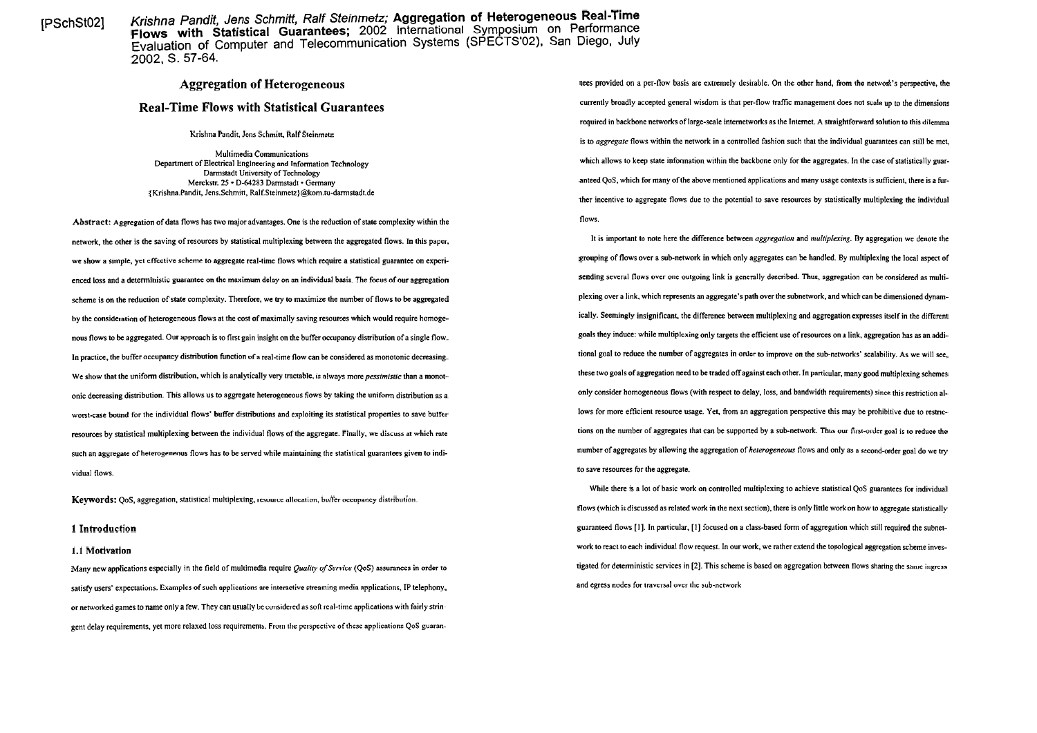[PSchSt02] *Krishna Pandit, Jens Schmitt, Ralf Steinmetz;* **Aggregation of Heterogeneous Real-Time Flows with Statistical Guarantees;** 2002 International Symposium on Performance Evaluation of Computer and Telecommunication Systems (SPECTS'02), San Diego, July 2002, S. 57-64.

# Aggregation of Heterogeneous Real-Time Flows with Statistical Guarantees

Krishna Pandit, Jens Schmitt, Ralf Steinmetz

Multimedia Communications
Department of Electrical Engineering and Information Technology
Darmstadt University of Technology
Merckstr. 25 • D-64283 Darmstadt • Germany
{Krishna.Pandit, Jens.Schmitt, Ralf.Steinmetz}@kom.tu-darmstadt.de

**Abstract:** Aggregation of data flows has two major advantages. One is the reduction of state complexity within the network, the other is the saving of resources by statistical multiplexing between the aggregated flows. In this paper, we show a simple, yet effective scheme to aggregate real-time flows which require a statistical guarantee on experienced loss and a deterministic guarantee on the maximum delay on an individual basis. The focus of our aggregation scheme is on the reduction of state complexity. Therefore, we try to maximize the number of flows to be aggregated by the consideration of heterogeneous flows at the cost of maximally saving resources which would require homogenous flows to be aggregated. Our approach is to first gain insight on the buffer occupancy distribution of a single flow. In practice, the buffer occupancy distribution function of a real-time flow can be considered as monotonic decreasing. We show that the uniform distribution, which is analytically very tractable, is always more *pessimistic* than a monotonic decreasing distribution. This allows us to aggregate heterogeneous flows by taking the uniform distribution as a worst-case bound for the individual flows' buffer distributions and exploiting its statistical properties to save buffer resources by statistical multiplexing between the individual flows of the aggregate. Finally, we discuss at which rate such an aggregate of heterogeneous flows has to be served while maintaining the statistical guarantees given to individual flows.

**Keywords:** QoS, aggregation, statistical multiplexing, resource allocation, buffer occupancy distribution.

## 1 Introduction

### 1.1 Motivation

Many new applications especially in the field of multimedia require *Quality of Service* (QoS) assurances in order to satisfy users' expectations. Examples of such applications are interactive streaming media applications, IP telephony, or networked games to name only a few. They can usually be considered as soft real-time applications with fairly stringent delay requirements, yet more relaxed loss requirements. From the perspective of these applications QoS guarantees provided on a per-flow basis are extremely desirable. On the other hand, from the network's perspective, the currently broadly accepted general wisdom is that per-flow traffic management does not scale up to the dimensions required in backbone networks of large-scale internetworks as the Internet. A straightforward solution to this dilemma is to *aggregate* flows within the network in a controlled fashion such that the individual guarantees can still be met, which allows to keep state information within the backbone only for the aggregates. In the case of statistically guaranteed QoS, which for many of the above mentioned applications and many usage contexts is sufficient, there is a further incentive to aggregate flows due to the potential to save resources by statistically multiplexing the individual flows.

It is important to note here the difference between *aggregation* and *multiplexing*. By aggregation we denote the grouping of flows over a sub-network in which only aggregates can be handled. By multiplexing the local aspect of sending several flows over one outgoing link is generally described. Thus, aggregation can be considered as multiplexing over a link, which represents an aggregate's path over the subnetwork, and which can be dimensioned dynamically. Seemingly insignificant, the difference between multiplexing and aggregation expresses itself in the different goals they induce: while multiplexing only targets the efficient use of resources on a link, aggregation has as an additional goal to reduce the number of aggregates in order to improve on the sub-networks' scalability. As we will see, these two goals of aggregation need to be traded off against each other. In particular, many good multiplexing schemes only consider homogeneous flows (with respect to delay, loss, and bandwidth requirements) since this restriction allows for more efficient resource usage. Yet, from an aggregation perspective this may be prohibitive due to restrictions on the number of aggregates that can be supported by a sub-network. Thus our first-order goal is to reduce the number of aggregates by allowing the aggregation of *heterogeneous* flows and only as a second-order goal do we try to save resources for the aggregate.

While there is a lot of basic work on controlled multiplexing to achieve statistical QoS guarantees for individual flows (which is discussed as related work in the next section), there is only little work on how to aggregate statistically guaranteed flows [1]. In particular, [1] focused on a class-based form of aggregation which still required the subnetwork to react to each individual flow request. In our work, we rather extend the topological aggregation scheme investigated for deterministic services in [2]. This scheme is based on aggregation between flows sharing the same ingress and egress nodes for traversal over the sub-network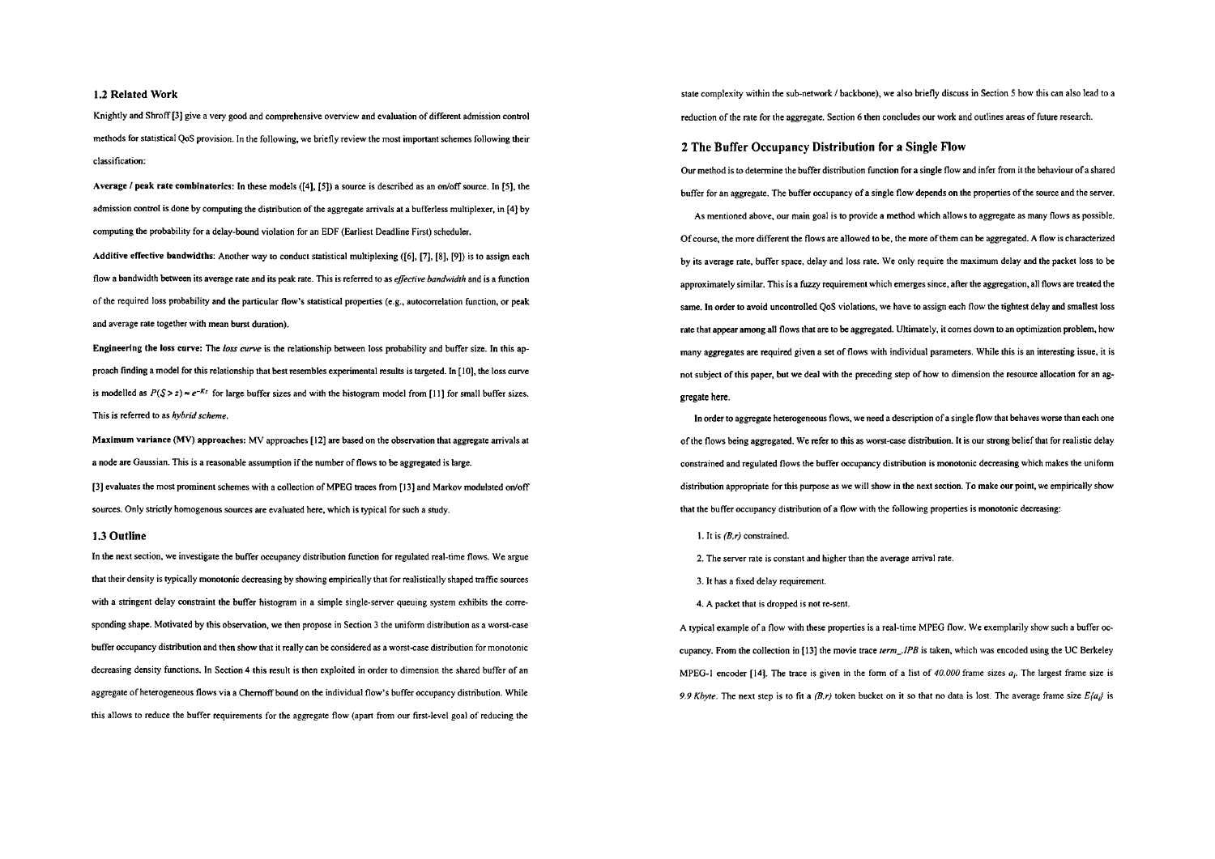### 1.2 Related Work

Knightly and Shroff [3] give a very good and comprehensive overview and evaluation of different admission control methods for statistical QoS provision. In the following, we briefly review the most important schemes following their classification:

**Average / peak rate combinatorics:** In these models ([4], [5]) a source is described as an on/off source. In [5], the admission control is done by computing the distribution of the aggregate arrivals at a bufferless multiplexer, in [4] by computing the probability for a delay-bound violation for an EDF (Earliest Deadline First) scheduler.

**Additive effective bandwidths:** Another way to conduct statistical multiplexing ([6], [7], [8], [9]) is to assign each flow a bandwidth between its average rate and its peak rate. This is referred to as *effective bandwidth* and is a function of the required loss probability and the particular flow's statistical properties (e.g., autocorrelation function, or peak and average rate together with mean burst duration).

**Engineering the loss curve:** The *loss curve* is the relationship between loss probability and buffer size. In this approach finding a model for this relationship that best resembles experimental results is targeted. In [10], the loss curve is modelled as $P(S > z) \approx e^{-Kz}$ for large buffer sizes and with the histogram model from [11] for small buffer sizes. This is referred to as *hybrid scheme*.

**Maximum variance (MV) approaches:** MV approaches [12] are based on the observation that aggregate arrivals at a node are Gaussian. This is a reasonable assumption if the number of flows to be aggregated is large.

[3] evaluates the most prominent schemes with a collection of MPEG traces from [13] and Markov modulated on/off sources. Only strictly homogenous sources are evaluated here, which is typical for such a study.

### 1.3 Outline

In the next section, we investigate the buffer occupancy distribution function for regulated real-time flows. We argue that their density is typically monotonic decreasing by showing empirically that for realistically shaped traffic sources with a stringent delay constraint the buffer histogram in a simple single-server queuing system exhibits the corresponding shape. Motivated by this observation, we then propose in Section 3 the uniform distribution as a worst-case buffer occupancy distribution and then show that it really can be considered as a worst-case distribution for monotonic decreasing density functions. In Section 4 this result is then exploited in order to dimension the shared buffer of an aggregate of heterogeneous flows via a Chernoff bound on the individual flow's buffer occupancy distribution. While this allows to reduce the buffer requirements for the aggregate flow (apart from our first-level goal of reducing the state complexity within the sub-network / backbone), we also briefly discuss in Section 5 how this can also lead to a reduction of the rate for the aggregate. Section 6 then concludes our work and outlines areas of future research.

## 2 The Buffer Occupancy Distribution for a Single Flow

Our method is to determine the buffer distribution function for a single flow and infer from it the behaviour of a shared buffer for an aggregate. The buffer occupancy of a single flow depends on the properties of the source and the server.

As mentioned above, our main goal is to provide a method which allows to aggregate as many flows as possible. Of course, the more different the flows are allowed to be, the more of them can be aggregated. A flow is characterized by its average rate, buffer space, delay and loss rate. We only require the maximum delay and the packet loss to be approximately similar. This is a fuzzy requirement which emerges since, after the aggregation, all flows are treated the same. In order to avoid uncontrolled QoS violations, we have to assign each flow the tightest delay and smallest loss rate that appear among all flows that are to be aggregated. Ultimately, it comes down to an optimization problem, how many aggregates are required given a set of flows with individual parameters. While this is an interesting issue, it is not subject of this paper, but we deal with the preceding step of how to dimension the resource allocation for an aggregate here.

In order to aggregate heterogeneous flows, we need a description of a single flow that behaves worse than each one of the flows being aggregated. We refer to this as worst-case distribution. It is our strong belief that for realistic delay constrained and regulated flows the buffer occupancy distribution is monotonic decreasing which makes the uniform distribution appropriate for this purpose as we will show in the next section. To make our point, we empirically show that the buffer occupancy distribution of a flow with the following properties is monotonic decreasing:

1. It is $(B,r)$ constrained.
2. The server rate is constant and higher than the average arrival rate.
3. It has a fixed delay requirement.
4. A packet that is dropped is not re-sent.

A typical example of a flow with these properties is a real-time MPEG flow. We exemplarily show such a buffer occupancy. From the collection in [13] the movie trace *term_.IPB* is taken, which was encoded using the UC Berkeley MPEG-1 encoder [14]. The trace is given in the form of a list of *40.000* frame sizes $a_i$. The largest frame size is *9.9 Kbyte*. The next step is to fit a $(B,r)$ token bucket on it so that no data is lost. The average frame size $E\{a_i\}$ is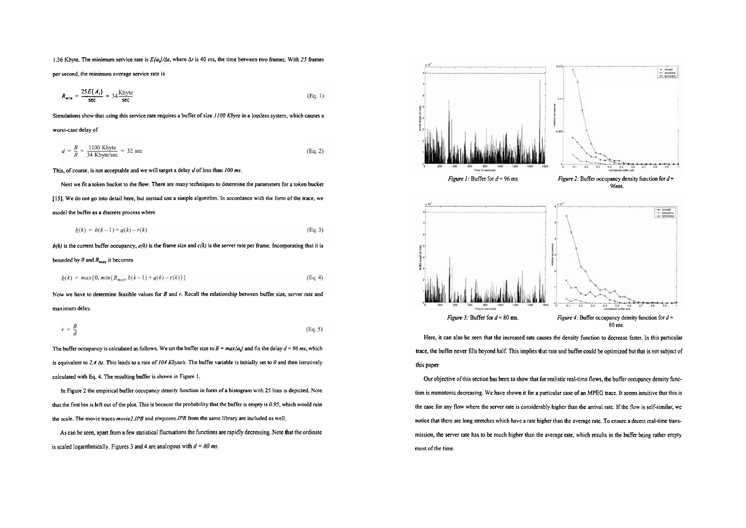1.36 Kbyte. The minimum service rate is $E\{a_i\}/\Delta t$, where $\Delta t$ is 40 ms, the time between two frames. With *25* frames per second, the minimum average service rate is

$$R_{min} = \frac{25E\{A_i\}}{\text{sec}} = 34\frac{\text{Kbyte}}{\text{sec}} \qquad \text{(Eq. 1)}$$

Simulations show that using this service rate requires a buffer of size *1100 Kbyte* in a lossless system, which causes a worst-case delay of

$$d = \frac{B}{R} = \frac{1100 \text{ Kbyte}}{34 \text{ Kbyte/sec}} = 32 \text{ sec} \qquad \text{(Eq. 2)}$$

This, of course, is not acceptable and we will target a delay $d$ of less than *100 ms*.

Next we fit a token bucket to the flow. There are many techniques to determine the parameters for a token bucket [15]. We do not go into detail here, but instead use a simple algorithm. In accordance with the form of the trace, we model the buffer as a discrete process where

$$b(k) = b(k-1) + a(k) - r(k) \qquad \text{(Eq. 3)}$$

$b(k)$ is the current buffer occupancy, $a(k)$ is the frame size and $c(k)$ is the server rate per frame. Incorporating that it is bounded by $0$ and $B_{max}$ it becomes

$$b(k) = max\{0, min\{B_{max}, b(k-1) + a(k) - r(k)\}\} \qquad \text{(Eq. 4)}$$

Now we have to determine feasible values for $B$ and $r$. Recall the relationship between buffer size, server rate and maximum delay.

$$r = \frac{B}{d} \qquad \text{(Eq. 5)}$$

The buffer occupancy is calculated as follows. We set the buffer size to $B = max\{a_i\}$ and fix the delay $d = 96$ *ms*, which is equivalent to $2.4\ \Delta t$. This leads to a rate of *104 Kbyte/s*. The buffer variable is initially set to *0* and then iteratively calculated with Eq. 4. The resulting buffer is shown in Figure 1.

In Figure 2 the empirical buffer occupancy density function in form of a histogram with 25 bins is depicted. Note that the first bin is left out of the plot. This is because the probability that the buffer is empty is *0.95*, which would ruin the scale. The movie traces *movie2.IPB* and *simpsons.IPB* from the same library are included as well.

As can be seen, apart from a few statistical fluctuations the functions are rapidly decreasing. Note that the ordinate is scaled logarithmically. Figures 3 and 4 are analogous with $d = 80$ *ms*.

*Figure 1:* Buffer for $d = 96$ ms.

*Figure 2:* Buffer occupancy density function for $d = 96$ms.

*Figure 3:* Buffer for $d = 80$ ms.

*Figure 4:* Buffer occupancy density function for $d = 80$ ms.

Here, it can also be seen that the increased rate causes the density function to decrease faster. In this particular trace, the buffer never fills beyond half. This implies that rate and buffer could be optimized but that is not subject of this paper

Our objective of this section has been to show that for realistic real-time flows, the buffer occupancy density function is monotonic decreasing. We have shown it for a particular case of an MPEG trace. It seems intuitive that this is the case for any flow where the server rate is considerably higher than the arrival rate. If the flow is self-similar, we notice that there are long stretches which have a rate higher than the average rate. To ensure a decent real-time transmission, the server rate has to be much higher than the average rate, which results in the buffer being rather empty most of the time.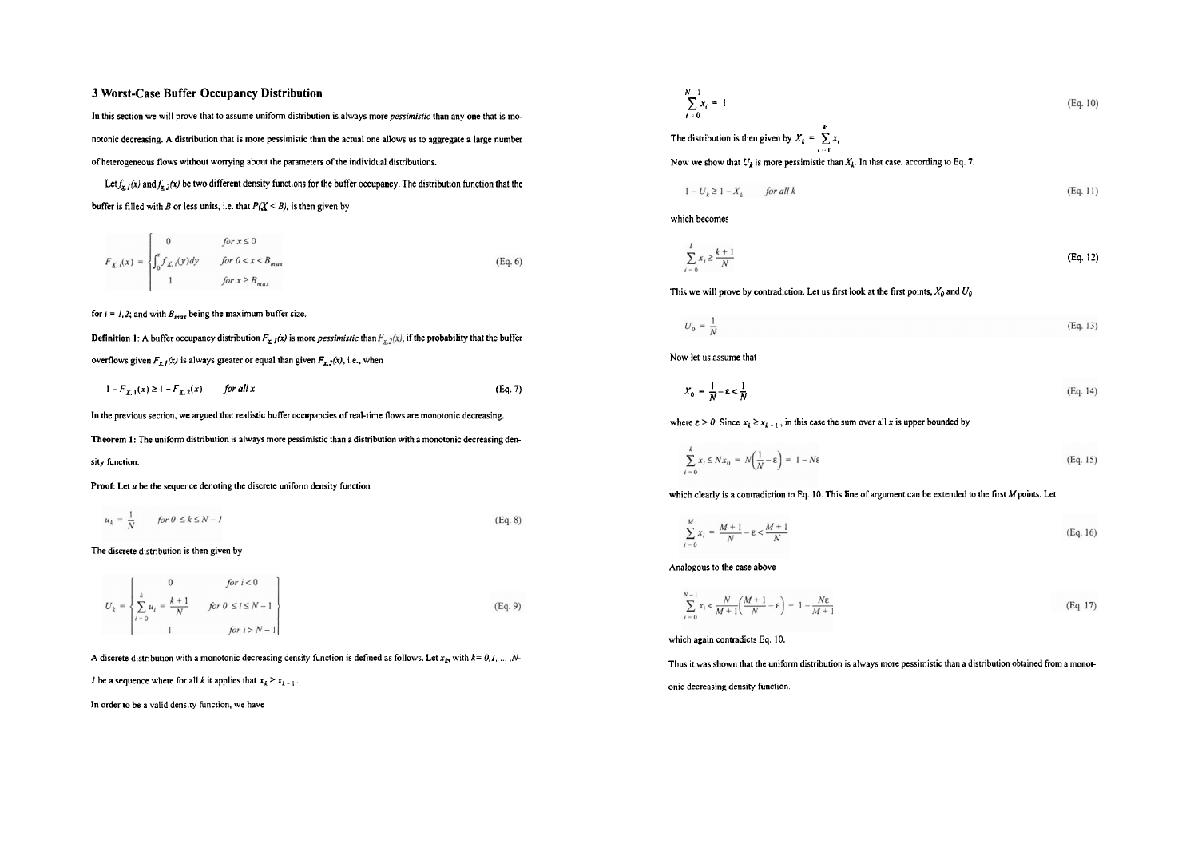## 3 Worst-Case Buffer Occupancy Distribution

In this section we will prove that to assume uniform distribution is always more *pessimistic* than any one that is monotonic decreasing. A distribution that is more pessimistic than the actual one allows us to aggregate a large number of heterogeneous flows without worrying about the parameters of the individual distributions.

Let $f_{X,1}(x)$ and $f_{X,2}(x)$ be two different density functions for the buffer occupancy. The distribution function that the buffer is filled with $B$ or less units, i.e. that $P(X < B)$, is then given by

$$F_{X,i}(x) = \begin{cases} 0 & \text{for } x \le 0 \\ \int_0^x f_{X,i}(y)dy & \text{for } 0 < x < B_{max} \\ 1 & \text{for } x \ge B_{max} \end{cases} \quad \text{(Eq. 6)}$$

for $i = 1,2$; and with $B_{max}$ being the maximum buffer size.

**Definition 1:** A buffer occupancy distribution $F_{X,1}(x)$ is more *pessimistic* than $F_{X,2}(x)$, if the probability that the buffer overflows given $F_{X,1}(x)$ is always greater or equal than given $F_{X,2}(x)$, i.e., when

$$1 - F_{X,1}(x) \ge 1 - F_{X,2}(x) \quad \text{for all } x \quad \text{(Eq. 7)}$$

In the previous section, we argued that realistic buffer occupancies of real-time flows are monotonic decreasing.

**Theorem 1:** The uniform distribution is always more pessimistic than a distribution with a monotonic decreasing density function.

**Proof:** Let $u$ be the sequence denoting the discrete uniform density function

$$u_k = \frac{1}{N} \quad \text{for } 0 \le k \le N-1 \quad \text{(Eq. 8)}$$

The discrete distribution is then given by

$$U_k = \begin{cases} 0 & \text{for } i < 0 \\ \sum_{i=0}^{k} u_i = \frac{k+1}{N} & \text{for } 0 \le i \le N-1 \\ 1 & \text{for } i > N-1 \end{cases} \quad \text{(Eq. 9)}$$

A discrete distribution with a monotonic decreasing density function is defined as follows. Let $x_k$, with $k = 0, 1, \ldots, N-1$ be a sequence where for all $k$ it applies that $x_k \ge x_{k+1}$.

In order to be a valid density function, we have

$$\sum_{i=0}^{N-1} x_i = 1 \quad \text{(Eq. 10)}$$

The distribution is then given by $X_k = \sum_{i=0}^{k} x_i$

Now we show that $U_k$ is more pessimistic than $X_k$. In that case, according to Eq. 7,

$$1 - U_k \ge 1 - X_k \quad \text{for all } k \quad \text{(Eq. 11)}$$

which becomes

$$\sum_{i=0}^{k} x_i \ge \frac{k+1}{N} \quad \text{(Eq. 12)}$$

This we will prove by contradiction. Let us first look at the first points, $X_0$ and $U_0$

$$U_0 = \frac{1}{N} \quad \text{(Eq. 13)}$$

Now let us assume that

$$X_0 = \frac{1}{N} - \varepsilon < \frac{1}{N} \quad \text{(Eq. 14)}$$

where $\varepsilon > 0$. Since $x_k \ge x_{k+1}$, in this case the sum over all $x$ is upper bounded by

$$\sum_{i=0}^{k} x_i \le N x_0 = N\left(\frac{1}{N} - \varepsilon\right) = 1 - N\varepsilon \quad \text{(Eq. 15)}$$

which clearly is a contradiction to Eq. 10. This line of argument can be extended to the first $M$ points. Let

$$\sum_{i=0}^{M} x_i = \frac{M+1}{N} - \varepsilon < \frac{M+1}{N} \quad \text{(Eq. 16)}$$

Analogous to the case above

$$\sum_{i=0}^{N-1} x_i < \frac{N}{M+1}\left(\frac{M+1}{N} - \varepsilon\right) = 1 - \frac{N\varepsilon}{M+1} \quad \text{(Eq. 17)}$$

which again contradicts Eq. 10.

Thus it was shown that the uniform distribution is always more pessimistic than a distribution obtained from a monotonic decreasing density function.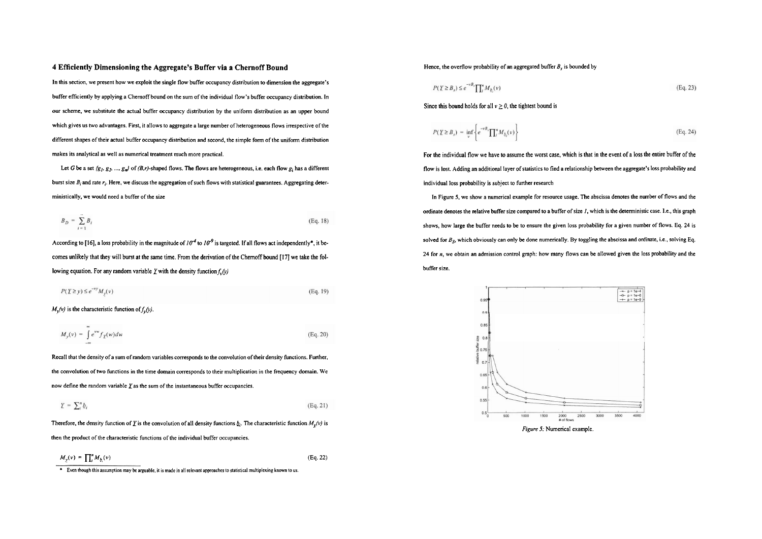## 4 Efficiently Dimensioning the Aggregate's Buffer via a Chernoff Bound

In this section, we present how we exploit the single flow buffer occupancy distribution to dimension the aggregate's buffer efficiently by applying a Chernoff bound on the sum of the individual flow's buffer occupancy distribution. In our scheme, we substitute the actual buffer occupancy distribution by the uniform distribution as an upper bound which gives us two advantages. First, it allows to aggregate a large number of heterogeneous flows irrespective of the different shapes of their actual buffer occupancy distribution and second, the simple form of the uniform distribution makes its analytical as well as numerical treatment much more practical.

Let $G$ be a set $\{g_1, g_2, \ldots, g_n\}$ of $(B,r)$-shaped flows. The flows are heterogeneous, i.e. each flow $g_i$ has a different burst size $B_i$ and rate $r_i$. Here, we discuss the aggregation of such flows with statistical guarantees. Aggregating deterministically, we would need a buffer of the size

$$B_D = \sum_{i=1}^{n} B_i \qquad \text{(Eq. 18)}$$

According to [16], a loss probability in the magnitude of $10^{-4}$ to $10^{-9}$ is targeted. If all flows act independently*, it becomes unlikely that they will burst at the same time. From the derivation of the Chernoff bound [17] we take the following equation. For any random variable $Y$ with the density function $f_y(y)$

$$P(Y \geq y) \leq e^{-vy} M_y(v) \qquad \text{(Eq. 19)}$$

$M_y(v)$ is the characteristic function of $f_y(y)$.

$$M_y(v) = \int_{-\infty}^{\infty} e^{vw} f_Y(w) dw \qquad \text{(Eq. 20)}$$

Recall that the density of a sum of random variables corresponds to the convolution of their density functions. Further, the convolution of two functions in the time domain corresponds to their multiplication in the frequency domain. We now define the random variable $Y$ as the sum of the instantaneous buffer occupancies.

$$Y = \sum_i^n b_i \qquad \text{(Eq. 21)}$$

Therefore, the density function of $Y$ is the convolution of all density functions $b_i$. The characteristic function $M_y(v)$ is then the product of the characteristic functions of the individual buffer occupancies.

$$M_y(v) = \prod_i^n M_{b_i}(v) \qquad \text{(Eq. 22)}$$

* Even though this assumption may be arguable, it is made in all relevant approaches to statistical multiplexing known to us.

Hence, the overflow probability of an aggregated buffer $B_s$ is bounded by

$$P(Y \geq B_s) \leq e^{-vB_s} \prod_i^n M_{b_i}(v) \qquad \text{(Eq. 23)}$$

Since this bound holds for all $v \geq 0$, the tightest bound is

$$P(Y \geq B_s) = \inf_v \left\{ e^{-vB_s} \prod_i^n M_{b_i}(v) \right\} \qquad \text{(Eq. 24)}$$

For the individual flow we have to assume the worst case, which is that in the event of a loss the entire buffer of the flow is lost. Adding an additional layer of statistics to find a relationship between the aggregate's loss probability and individual loss probability is subject to further research

In Figure 5, we show a numerical example for resource usage. The abscissa denotes the number of flows and the ordinate denotes the relative buffer size compared to a buffer of size $1$, which is the deterministic case. I.e., this graph shows, how large the buffer needs to be to ensure the given loss probability for a given number of flows. Eq. 24 is solved for $B_S$, which obviously can only be done numerically. By toggling the abscissa and ordinate, i.e., solving Eq. 24 for $n$, we obtain an admission control graph: how many flows can be allowed given the loss probability and the buffer size.

*Figure 5:* Numerical example.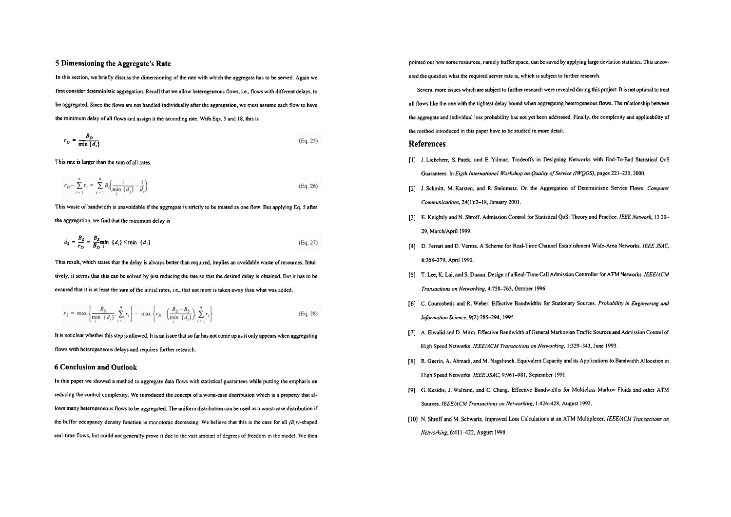## 5 Dimensioning the Aggregate's Rate

In this section, we briefly discuss the dimensioning of the rate with which the aggregate has to be served. Again we first consider deterministic aggregation. Recall that we allow heterogeneous flows, i.e., flows with different delays, to be aggregated. Since the flows are not handled individually after the aggregation, we must assume each flow to have the minimum delay of all flows and assign it the according rate. With Eqs. 5 and 18, this is

$$r_D = \frac{B_D}{\min\{d_i\}} \qquad \text{(Eq. 25)}$$

This rate is larger than the sum of all rates.

$$r_D - \sum_{i=1}^{n} r_i = \sum_{i=1}^{n} B_i \left( \frac{1}{\min_j \{d_j\}} - \frac{1}{d_i} \right) \qquad \text{(Eq. 26)}$$

This waste of bandwidth is unavoidable if the aggregate is strictly to be treated as one flow. But applying Eq. 5 after the aggregation, we find that the minimum delay is

$$d_S = \frac{B_S}{r_D} = \frac{B_S}{B_D} \min_i \{d_i\} \le \min\{d_i\} \qquad \text{(Eq. 27)}$$

This result, which states that the delay is always better than required, implies an avoidable waste of resources. Intuitively, it seems that this can be solved by just reducing the rate so that the desired delay is obtained. But it has to be ensured that it is at least the sum of the initial rates, i.e., that not more is taken away than what was added.

$$r_S = \max\left\{ \frac{B_S}{\min_i \{d_i\}}, \sum_{i=1}^{n} r_i \right\} = \max\left\{ r_D - \left( \frac{B_D - B_S}{\min_i \{d_i\}} \right), \sum_{i=1}^{n} r_i \right\} \qquad \text{(Eq. 28)}$$

It is not clear whether this step is allowed. It is an issue that so far has not come up as it only appears when aggregating flows with heterogeneous delays and requires further research.

## 6 Conclusion and Outlook

In this paper we showed a method to aggregate data flows with statistical guarantees while putting the emphasis on reducing the control complexity. We introduced the concept of a worst-case distribution which is a property that allows many heterogeneous flows to be aggregated. The uniform distribution can be used as a worst-case distribution if the buffer occupancy density function is monotonic decreasing. We believe that this is the case for all *(B,r)*-shaped real-time flows, but could not generally prove it due to the vast amount of degrees of freedom in the model. We then pointed out how some resources, namely buffer space, can be saved by applying large deviation statistics. This uncovered the question what the required server rate is, which is subject to further research.

Several more issues which are subject to further research were revealed during this project. It is not optimal to treat all flows like the one with the tightest delay bound when aggregating heterogeneous flows. The relationship between the aggregate and individual loss probability has not yet been addressed. Finally, the complexity and applicability of the method introduced in this paper have to be studied in more detail.

## References

[1] J. Liebeherr, S. Patek, and E. Yilmaz. Tradeoffs in Designing Networks with End-To-End Statistical QoS Guarantees. In *Eigth International Workshop on Quality of Service (IWQOS)*, pages 221–230, 2000.

[2] J. Schmitt, M. Karsten, and R. Steinmetz. On the Aggregation of Deterministic Service Flows. *Computer Communications*, 24(1):2–18, January 2001.

[3] E. Knightly and N. Shroff. Admission Control for Statistical QoS: Theory and Practice. *IEEE Network*, 13:20–29, March/April 1999.

[4] D. Ferrari and D. Verma. A Scheme for Real-Time Channel Establishment Wide-Area Networks. *IEEE JSAC*, 8:368–379, April 1990.

[5] T. Lee, K. Lai, and S. Duann. Design of a Real-Time Call Admission Controller for ATM Networks. *IEEE/ACM Transactions on Networking*, 4:758–765, October 1996.

[6] C. Courcobetis and R. Weber. Effective Bandwidths for Stationary Sources. *Probability in Engineering and Information Science*, 9(2):285–294, 1995.

[7] A. Elwalid and D. Mitra. Effective Bandwidth of General Markovian Traffic Sources and Admission Control of High Speed Networks. *IEEE/ACM Transactions on Networking*, 1:329–343, June 1993.

[8] R. Guerin, A. Ahmadi, and M. Nagshineh. Equivalent Capacity and its Applications to Bandwidth Allocation in High Speed Networks. *IEEE JSAC*, 9:961–981, September 1991.

[9] G. Kesidis, J. Walrand, and C. Chang. Effective Bandwidths for Multiclass Markov Fluids and other ATM Sources. *IEEE/ACM Transactions on Networking*, 1:424–428, August 1993.

[10] N. Shroff and M. Schwartz. Improved Loss Calculations at an ATM Multiplexer. *IEEE/ACM Transactions on Networking*, 6:411–422, August 1998.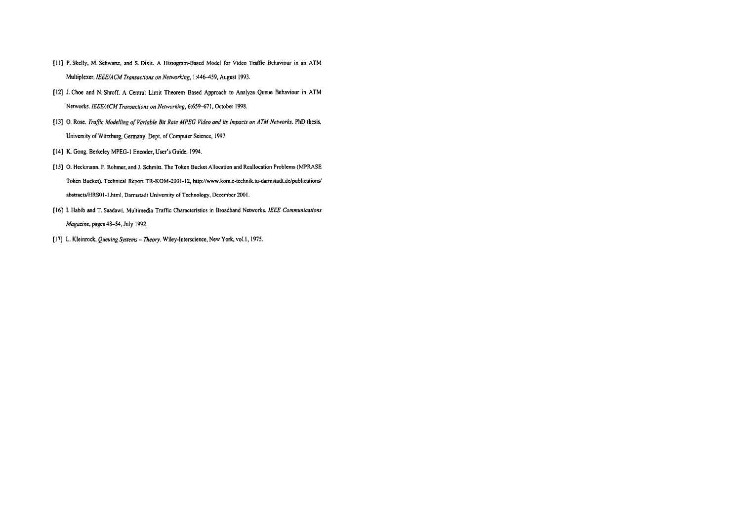[11] P. Skelly, M. Schwartz, and S. Dixit. A Histogram-Based Model for Video Traffic Behaviour in an ATM Multiplexer. *IEEE/ACM Transactions on Networking*, 1:446–459, August 1993.

[12] J. Choe and N. Shroff. A Central Limit Theorem Based Approach to Analyze Queue Behaviour in ATM Networks. *IEEE/ACM Transactions on Networking*, 6:659–671, October 1998.

[13] O. Rose. *Traffic Modelling of Variable Bit Rate MPEG Video and its Impacts on ATM Networks*. PhD thesis, University of Würzburg, Germany, Dept. of Computer Science, 1997.

[14] K. Gong. Berkeley MPEG-1 Encoder, User's Guide, 1994.

[15] O. Heckmann, F. Rohmer, and J. Schmitt. The Token Bucket Allocation and Reallocation Problems (MPRASE Token Bucket). Technical Report TR-KOM-2001-12, http://www.kom.e-technik.tu-darmstadt.de/publications/abstracts/HRS01-1.html, Darmstadt University of Technology, December 2001.

[16] I. Habib and T. Saadawi. Multimedia Traffic Characteristics in Broadband Networks. *IEEE Communications Magazine*, pages 48–54, July 1992.

[17] L. Kleinrock. *Queuing Systems – Theory*. Wiley-Interscience, New York, vol.1, 1975.